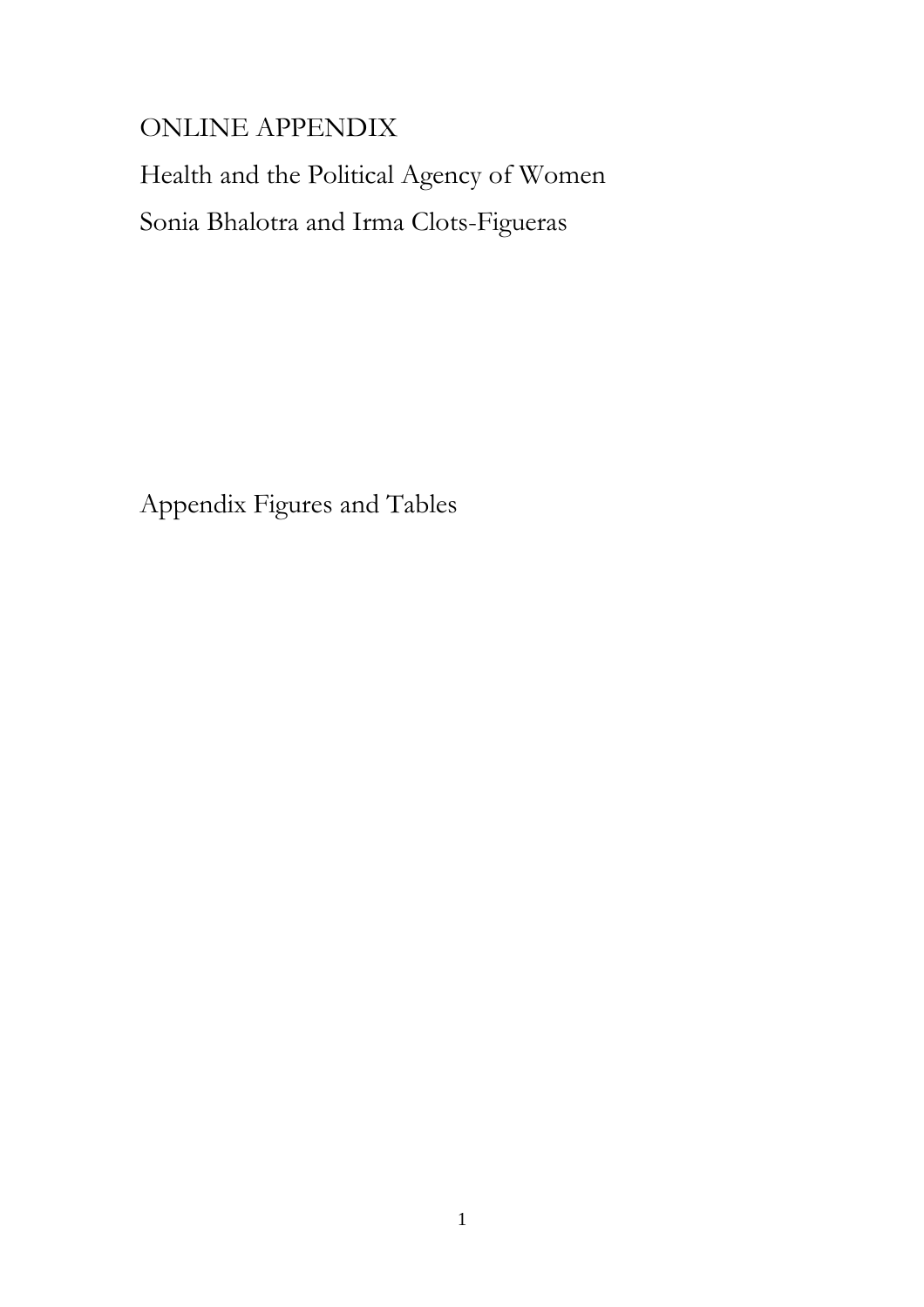# ONLINE APPENDIX

# Health and the Political Agency of Women

Sonia Bhalotra and Irma Clots-Figueras

## Appendix Figures and Tables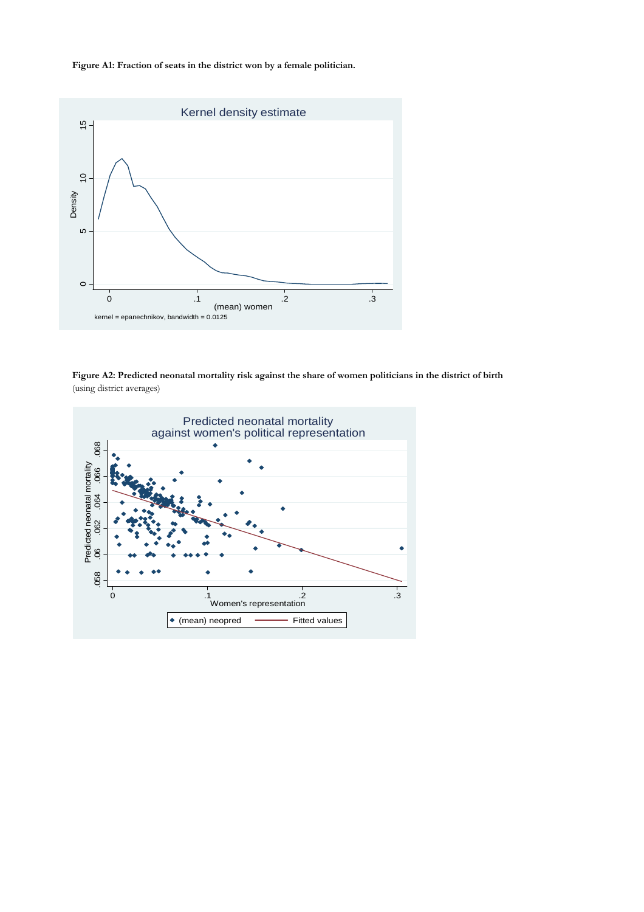**Figure A1: Fraction of seats in the district won by a female politician.**

**Figure A2: Predicted neonatal mortality risk against the share of women politicians in the district of birth** (using district averages)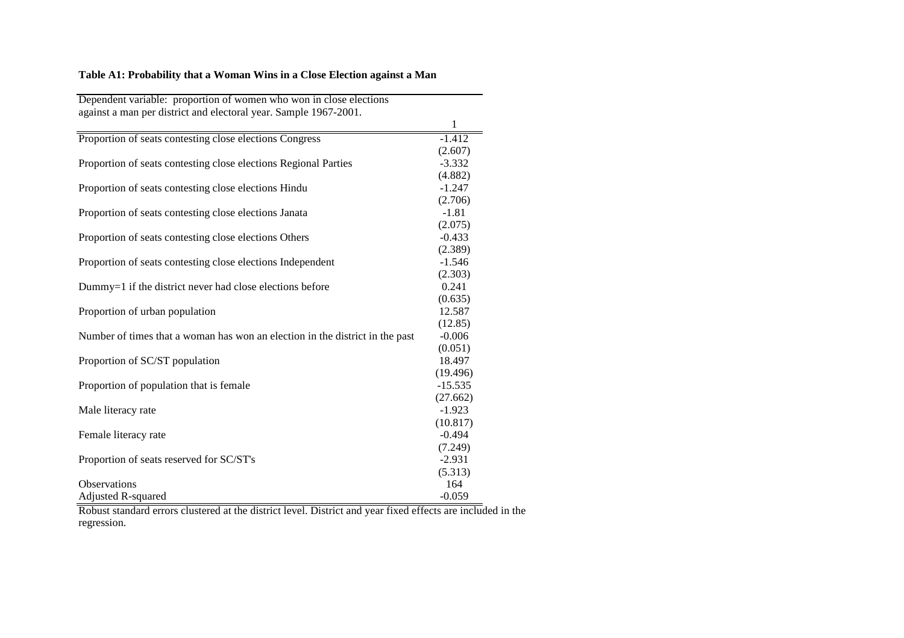**Table A1: Probability that a Woman Wins in a Close Election against a Man**

| Dependent variable: proportion of women who won in close elections against a man per district and electoral year. Sample 1967-2001. | 1 |
|---|---|
| Proportion of seats contesting close elections Congress | -1.412 |
| | (2.607) |
| Proportion of seats contesting close elections Regional Parties | -3.332 |
| | (4.882) |
| Proportion of seats contesting close elections Hindu | -1.247 |
| | (2.706) |
| Proportion of seats contesting close elections Janata | -1.81 |
| | (2.075) |
| Proportion of seats contesting close elections Others | -0.433 |
| | (2.389) |
| Proportion of seats contesting close elections Independent | -1.546 |
| | (2.303) |
| Dummy=1 if the district never had close elections before | 0.241 |
| | (0.635) |
| Proportion of urban population | 12.587 |
| | (12.85) |
| Number of times that a woman has won an election in the district in the past | -0.006 |
| | (0.051) |
| Proportion of SC/ST population | 18.497 |
| | (19.496) |
| Proportion of population that is female | -15.535 |
| | (27.662) |
| Male literacy rate | -1.923 |
| | (10.817) |
| Female literacy rate | -0.494 |
| | (7.249) |
| Proportion of seats reserved for SC/ST's | -2.931 |
| | (5.313) |
| Observations | 164 |
| Adjusted R-squared | -0.059 |

Robust standard errors clustered at the district level. District and year fixed effects are included in the regression.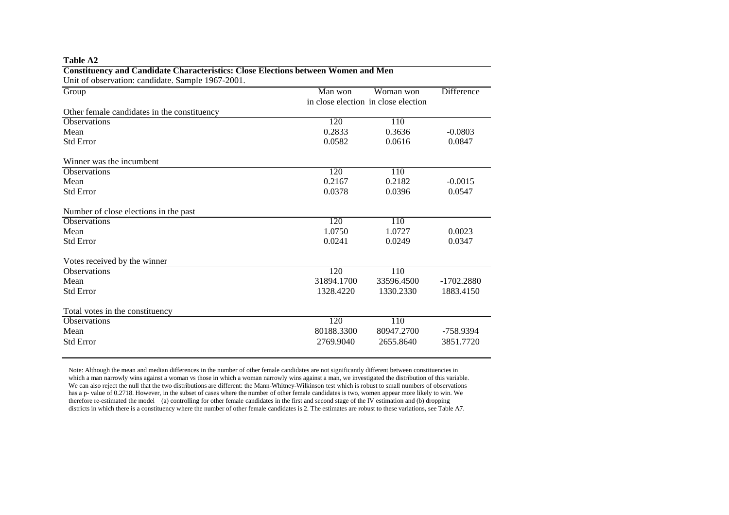**Table A2**

**Constituency and Candidate Characteristics: Close Elections between Women and Men**

Unit of observation: candidate. Sample 1967-2001.

| Group | Man won in close election | Woman won in close election | Difference |
|---|---|---|---|
| *Other female candidates in the constituency* | | | |
| Observations | 120 | 110 | |
| Mean | 0.2833 | 0.3636 | -0.0803 |
| Std Error | 0.0582 | 0.0616 | 0.0847 |
| *Winner was the incumbent* | | | |
| Observations | 120 | 110 | |
| Mean | 0.2167 | 0.2182 | -0.0015 |
| Std Error | 0.0378 | 0.0396 | 0.0547 |
| *Number of close elections in the past* | | | |
| Observations | 120 | 110 | |
| Mean | 1.0750 | 1.0727 | 0.0023 |
| Std Error | 0.0241 | 0.0249 | 0.0347 |
| *Votes received by the winner* | | | |
| Observations | 120 | 110 | |
| Mean | 31894.1700 | 33596.4500 | -1702.2880 |
| Std Error | 1328.4220 | 1330.2330 | 1883.4150 |
| *Total votes in the constituency* | | | |
| Observations | 120 | 110 | |
| Mean | 80188.3300 | 80947.2700 | -758.9394 |
| Std Error | 2769.9040 | 2655.8640 | 3851.7720 |

Note: Although the mean and median differences in the number of other female candidates are not significantly different between constituencies in which a man narrowly wins against a woman vs those in which a woman narrowly wins against a man, we investigated the distribution of this variable. We can also reject the null that the two distributions are different: the Mann-Whitney-Wilkinson test which is robust to small numbers of observations has a p- value of 0.2718. However, in the subset of cases where the number of other female candidates is two, women appear more likely to win. We therefore re-estimated the model (a) controlling for other female candidates in the first and second stage of the IV estimation and (b) dropping districts in which there is a constituency where the number of other female candidates is 2. The estimates are robust to these variations, see Table A7.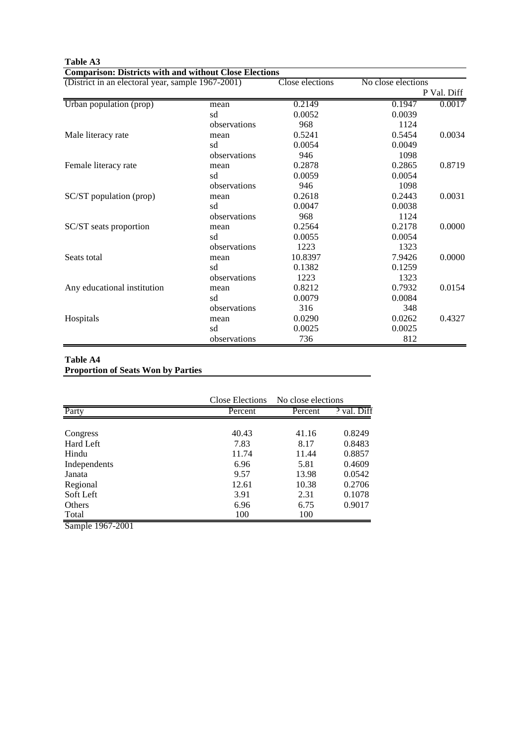**Table A3**

**Comparison: Districts with and without Close Elections**

| (District in an electoral year, sample 1967-2001) | | Close elections | No close elections | P Val. Diff |
|---|---|---|---|---|
| Urban population (prop) | mean | 0.2149 | 0.1947 | 0.0017 |
| | sd | 0.0052 | 0.0039 | |
| | observations | 968 | 1124 | |
| Male literacy rate | mean | 0.5241 | 0.5454 | 0.0034 |
| | sd | 0.0054 | 0.0049 | |
| | observations | 946 | 1098 | |
| Female literacy rate | mean | 0.2878 | 0.2865 | 0.8719 |
| | sd | 0.0059 | 0.0054 | |
| | observations | 946 | 1098 | |
| SC/ST population (prop) | mean | 0.2618 | 0.2443 | 0.0031 |
| | sd | 0.0047 | 0.0038 | |
| | observations | 968 | 1124 | |
| SC/ST seats proportion | mean | 0.2564 | 0.2178 | 0.0000 |
| | sd | 0.0055 | 0.0054 | |
| | observations | 1223 | 1323 | |
| Seats total | mean | 10.8397 | 7.9426 | 0.0000 |
| | sd | 0.1382 | 0.1259 | |
| | observations | 1223 | 1323 | |
| Any educational institution | mean | 0.8212 | 0.7932 | 0.0154 |
| | sd | 0.0079 | 0.0084 | |
| | observations | 316 | 348 | |
| Hospitals | mean | 0.0290 | 0.0262 | 0.4327 |
| | sd | 0.0025 | 0.0025 | |
| | observations | 736 | 812 | |

**Table A4**

**Proportion of Seats Won by Parties**

| | Close Elections | No close elections | |
|---|---|---|---|
| Party | Percent | Percent | P val. Diff |
| Congress | 40.43 | 41.16 | 0.8249 |
| Hard Left | 7.83 | 8.17 | 0.8483 |
| Hindu | 11.74 | 11.44 | 0.8857 |
| Independents | 6.96 | 5.81 | 0.4609 |
| Janata | 9.57 | 13.98 | 0.0542 |
| Regional | 12.61 | 10.38 | 0.2706 |
| Soft Left | 3.91 | 2.31 | 0.1078 |
| Others | 6.96 | 6.75 | 0.9017 |
| Total | 100 | 100 | |

Sample 1967-2001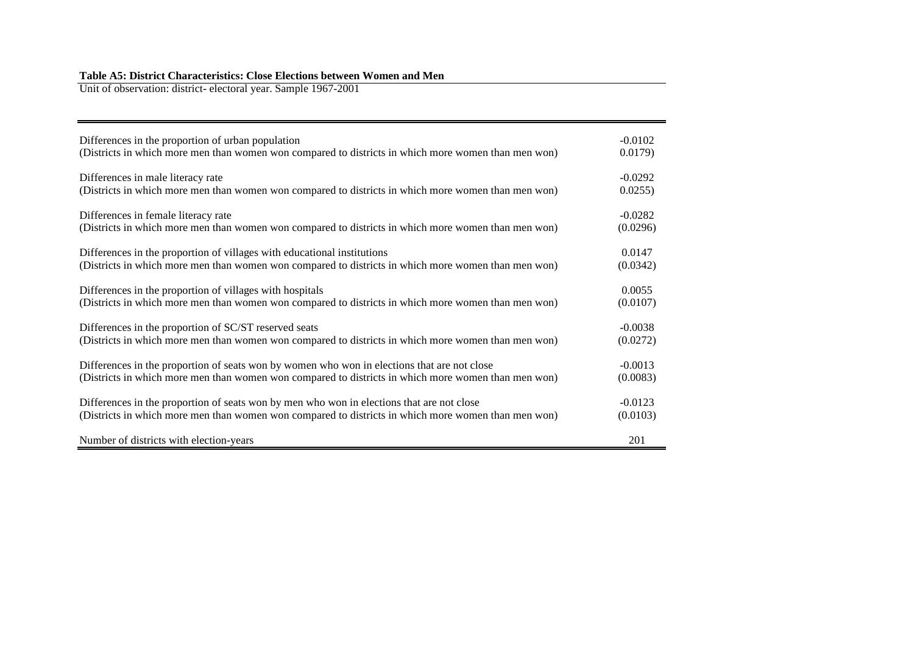**Table A5: District Characteristics: Close Elections between Women and Men**

Unit of observation: district- electoral year. Sample 1967-2001

| | |
|---|---|
| Differences in the proportion of urban population<br>(Districts in which more men than women won compared to districts in which more women than men won) | -0.0102<br>0.0179) |
| Differences in male literacy rate<br>(Districts in which more men than women won compared to districts in which more women than men won) | -0.0292<br>0.0255) |
| Differences in female literacy rate<br>(Districts in which more men than women won compared to districts in which more women than men won) | -0.0282<br>(0.0296) |
| Differences in the proportion of villages with educational institutions<br>(Districts in which more men than women won compared to districts in which more women than men won) | 0.0147<br>(0.0342) |
| Differences in the proportion of villages with hospitals<br>(Districts in which more men than women won compared to districts in which more women than men won) | 0.0055<br>(0.0107) |
| Differences in the proportion of SC/ST reserved seats<br>(Districts in which more men than women won compared to districts in which more women than men won) | -0.0038<br>(0.0272) |
| Differences in the proportion of seats won by women who won in elections that are not close<br>(Districts in which more men than women won compared to districts in which more women than men won) | -0.0013<br>(0.0083) |
| Differences in the proportion of seats won by men who won in elections that are not close<br>(Districts in which more men than women won compared to districts in which more women than men won) | -0.0123<br>(0.0103) |
| Number of districts with election-years | 201 |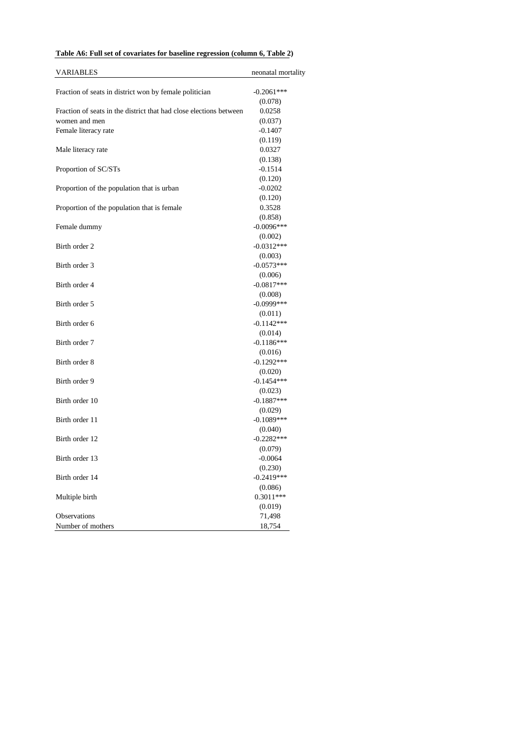**Table A6: Full set of covariates for baseline regression (column 6, Table 2)**

| VARIABLES | neonatal mortality |
|---|---|
| Fraction of seats in district won by female politician | -0.2061*** |
| | (0.078) |
| Fraction of seats in the district that had close elections between women and men | 0.0258 |
| | (0.037) |
| Female literacy rate | -0.1407 |
| | (0.119) |
| Male literacy rate | 0.0327 |
| | (0.138) |
| Proportion of SC/STs | -0.1514 |
| | (0.120) |
| Proportion of the population that is urban | -0.0202 |
| | (0.120) |
| Proportion of the population that is female | 0.3528 |
| | (0.858) |
| Female dummy | -0.0096*** |
| | (0.002) |
| Birth order 2 | -0.0312*** |
| | (0.003) |
| Birth order 3 | -0.0573*** |
| | (0.006) |
| Birth order 4 | -0.0817*** |
| | (0.008) |
| Birth order 5 | -0.0999*** |
| | (0.011) |
| Birth order 6 | -0.1142*** |
| | (0.014) |
| Birth order 7 | -0.1186*** |
| | (0.016) |
| Birth order 8 | -0.1292*** |
| | (0.020) |
| Birth order 9 | -0.1454*** |
| | (0.023) |
| Birth order 10 | -0.1887*** |
| | (0.029) |
| Birth order 11 | -0.1089*** |
| | (0.040) |
| Birth order 12 | -0.2282*** |
| | (0.079) |
| Birth order 13 | -0.0064 |
| | (0.230) |
| Birth order 14 | -0.2419*** |
| | (0.086) |
| Multiple birth | 0.3011*** |
| | (0.019) |
| Observations | 71,498 |
| Number of mothers | 18,754 |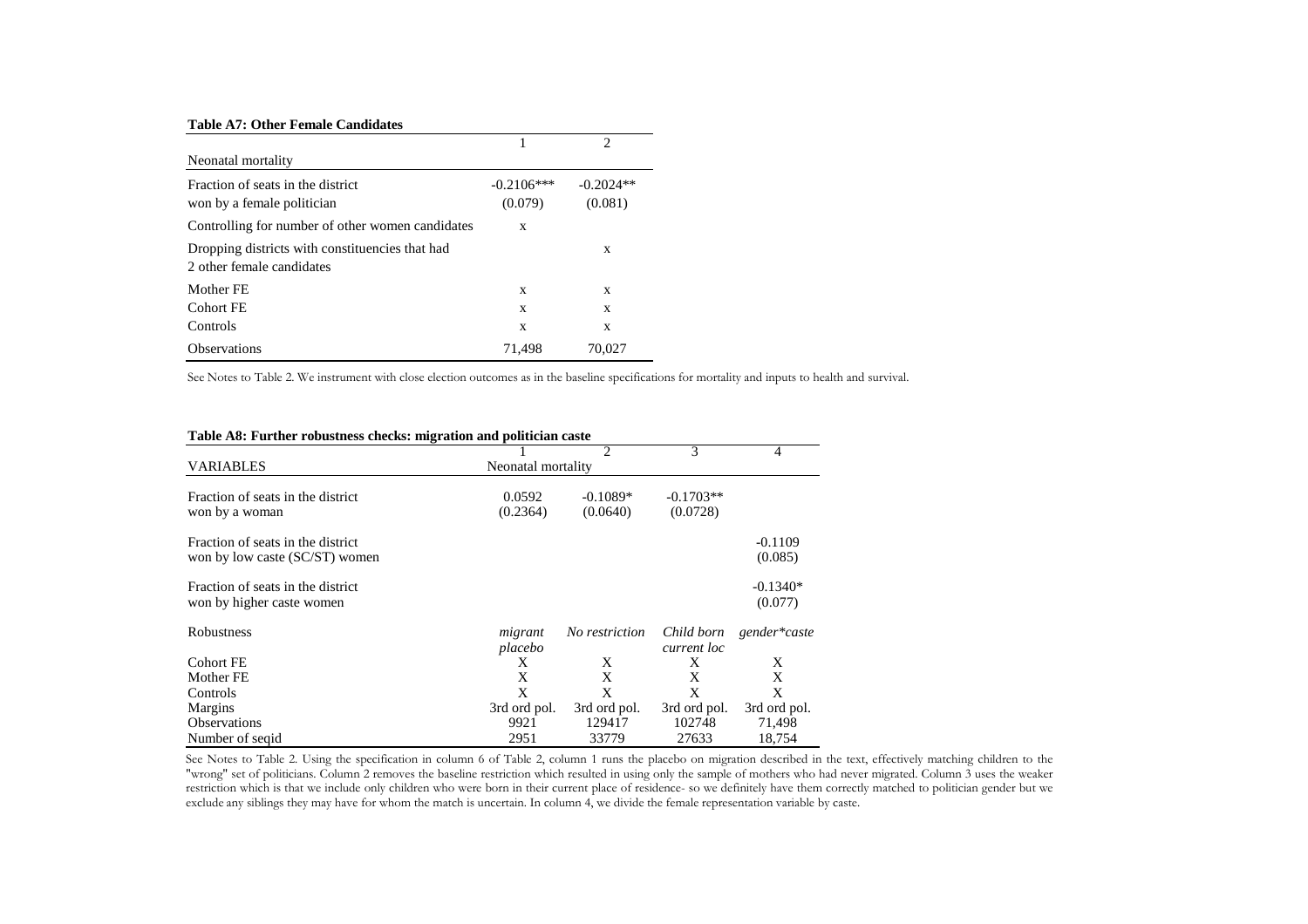**Table A7: Other Female Candidates**

| | 1 | 2 |
|---|---|---|
| Neonatal mortality | | |
| Fraction of seats in the district won by a female politician | -0.2106*** | -0.2024** |
| | (0.079) | (0.081) |
| Controlling for number of other women candidates | x | |
| Dropping districts with constituencies that had 2 other female candidates | | x |
| Mother FE | x | x |
| Cohort FE | x | x |
| Controls | x | x |
| Observations | 71,498 | 70,027 |

See Notes to Table 2. We instrument with close election outcomes as in the baseline specifications for mortality and inputs to health and survival.

**Table A8: Further robustness checks: migration and politician caste**

| | 1 | 2 | 3 | 4 |
|---|---|---|---|---|
| VARIABLES | Neonatal mortality | | | |
| Fraction of seats in the district won by a woman | 0.0592 | -0.1089* | -0.1703** | |
| | (0.2364) | (0.0640) | (0.0728) | |
| Fraction of seats in the district won by low caste (SC/ST) women | | | | -0.1109 |
| | | | | (0.085) |
| Fraction of seats in the district won by higher caste women | | | | -0.1340* |
| | | | | (0.077) |
| Robustness | *migrant placebo* | *No restriction* | *Child born current loc* | *gender*caste* |
| Cohort FE | X | X | X | X |
| Mother FE | X | X | X | X |
| Controls | X | X | X | X |
| Margins | 3rd ord pol. | 3rd ord pol. | 3rd ord pol. | 3rd ord pol. |
| Observations | 9921 | 129417 | 102748 | 71,498 |
| Number of seqid | 2951 | 33779 | 27633 | 18,754 |

See Notes to Table 2. Using the specification in column 6 of Table 2, column 1 runs the placebo on migration described in the text, effectively matching children to the "wrong" set of politicians. Column 2 removes the baseline restriction which resulted in using only the sample of mothers who had never migrated. Column 3 uses the weaker restriction which is that we include only children who were born in their current place of residence- so we definitely have them correctly matched to politician gender but we exclude any siblings they may have for whom the match is uncertain. In column 4, we divide the female representation variable by caste.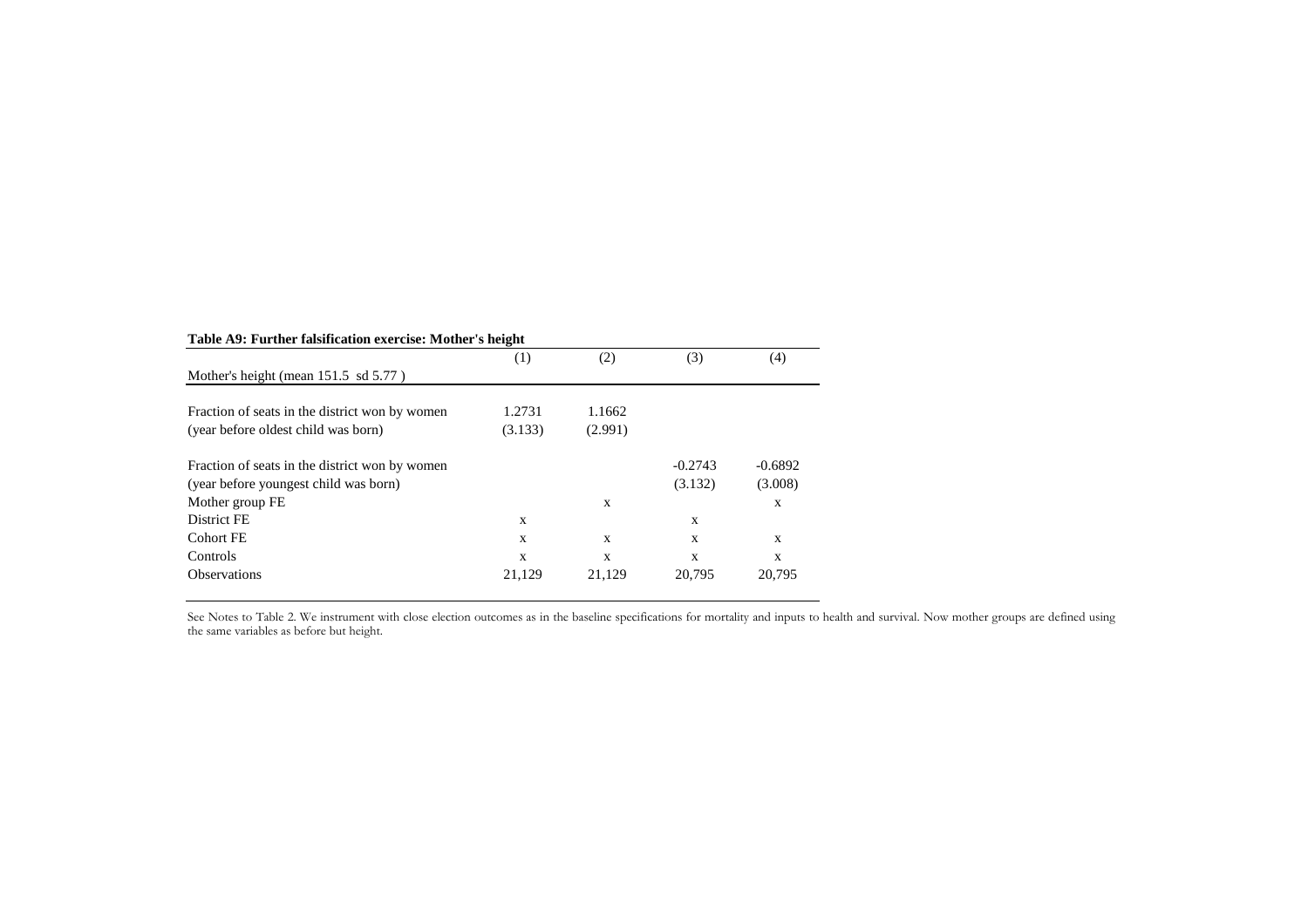**Table A9: Further falsification exercise: Mother's height**

| | (1) | (2) | (3) | (4) |
|---|---|---|---|---|
| Mother's height (mean 151.5 sd 5.77 ) | | | | |
| Fraction of seats in the district won by women | 1.2731 | 1.1662 | | |
| (year before oldest child was born) | (3.133) | (2.991) | | |
| Fraction of seats in the district won by women | | | -0.2743 | -0.6892 |
| (year before youngest child was born) | | | (3.132) | (3.008) |
| Mother group FE | | x | | x |
| District FE | x | | x | |
| Cohort FE | x | x | x | x |
| Controls | x | x | x | x |
| Observations | 21,129 | 21,129 | 20,795 | 20,795 |

See Notes to Table 2. We instrument with close election outcomes as in the baseline specifications for mortality and inputs to health and survival. Now mother groups are defined using the same variables as before but height.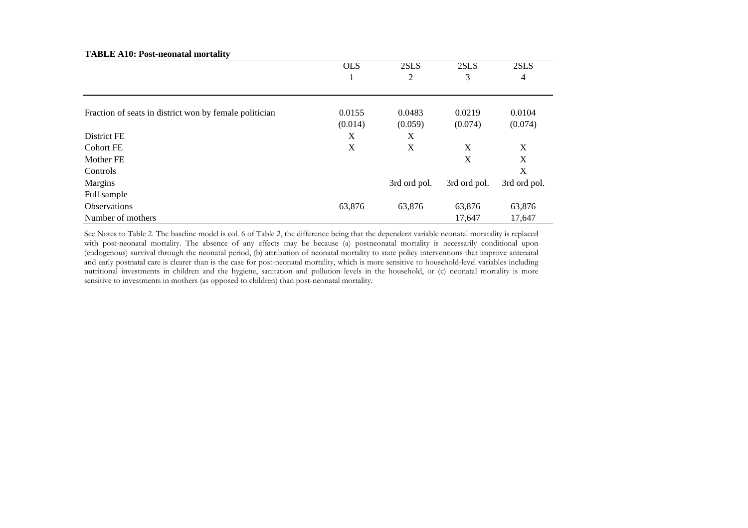**TABLE A10: Post-neonatal mortality**

| | OLS | 2SLS | 2SLS | 2SLS |
|---|---|---|---|---|
| | 1 | 2 | 3 | 4 |
| Fraction of seats in district won by female politician | 0.0155 | 0.0483 | 0.0219 | 0.0104 |
| | (0.014) | (0.059) | (0.074) | (0.074) |
| District FE | X | X | | |
| Cohort FE | X | X | X | X |
| Mother FE | | | X | X |
| Controls | | | | X |
| Margins | | 3rd ord pol. | 3rd ord pol. | 3rd ord pol. |
| Full sample | | | | |
| Observations | 63,876 | 63,876 | 63,876 | 63,876 |
| Number of mothers | | | 17,647 | 17,647 |

See Notes to Table 2. The baseline model is col. 6 of Table 2, the difference being that the dependent variable neonatal moratality is replaced with post-neonatal mortality. The absence of any effects may be because (a) postneonatal mortality is necessarily conditional upon (endogenous) survival through the neonatal period, (b) attribution of neonatal mortality to state policy interventions that improve antenatal and early postnatal care is clearer than is the case for post-neonatal mortality, which is more sensitive to household-level variables including nutritional investments in children and the hygiene, sanitation and pollution levels in the household, or (c) neonatal mortality is more sensitive to investments in mothers (as opposed to children) than post-neonatal mortality.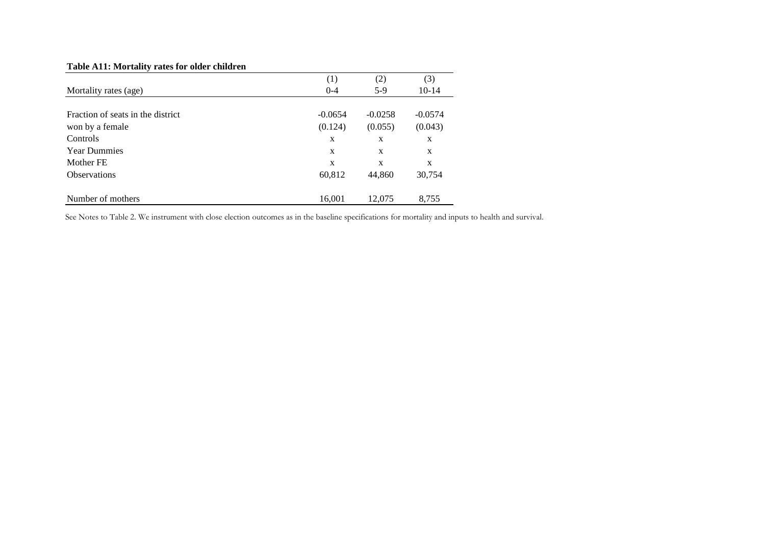**Table A11: Mortality rates for older children**

| | (1) | (2) | (3) |
|---|---|---|---|
| Mortality rates (age) | 0-4 | 5-9 | 10-14 |
| Fraction of seats in the district | -0.0654 | -0.0258 | -0.0574 |
| won by a female | (0.124) | (0.055) | (0.043) |
| Controls | x | x | x |
| Year Dummies | x | x | x |
| Mother FE | x | x | x |
| Observations | 60,812 | 44,860 | 30,754 |
| Number of mothers | 16,001 | 12,075 | 8,755 |

See Notes to Table 2. We instrument with close election outcomes as in the baseline specifications for mortality and inputs to health and survival.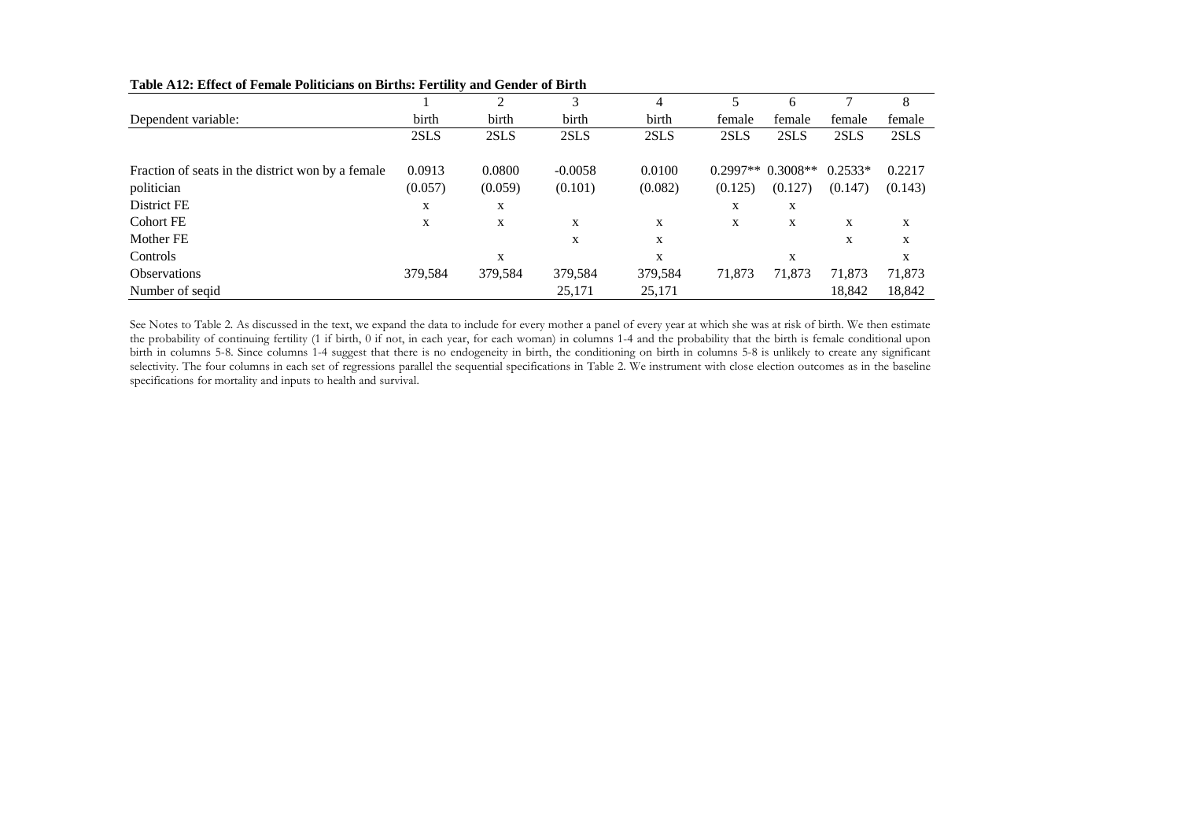**Table A12: Effect of Female Politicians on Births: Fertility and Gender of Birth**

| | 1 | 2 | 3 | 4 | 5 | 6 | 7 | 8 |
|---|---|---|---|---|---|---|---|---|
| Dependent variable: | birth | birth | birth | birth | female | female | female | female |
| | 2SLS | 2SLS | 2SLS | 2SLS | 2SLS | 2SLS | 2SLS | 2SLS |
| Fraction of seats in the district won by a female | 0.0913 | 0.0800 | -0.0058 | 0.0100 | 0.2997** | 0.3008** | 0.2533* | 0.2217 |
| politician | (0.057) | (0.059) | (0.101) | (0.082) | (0.125) | (0.127) | (0.147) | (0.143) |
| District FE | x | x | | | x | x | | |
| Cohort FE | x | x | x | x | x | x | x | x |
| Mother FE | | | x | x | | | x | x |
| Controls | | x | | x | | x | | x |
| Observations | 379,584 | 379,584 | 379,584 | 379,584 | 71,873 | 71,873 | 71,873 | 71,873 |
| Number of seqid | | | 25,171 | 25,171 | | | 18,842 | 18,842 |

See Notes to Table 2. As discussed in the text, we expand the data to include for every mother a panel of every year at which she was at risk of birth. We then estimate the probability of continuing fertility (1 if birth, 0 if not, in each year, for each woman) in columns 1-4 and the probability that the birth is female conditional upon birth in columns 5-8. Since columns 1-4 suggest that there is no endogeneity in birth, the conditioning on birth in columns 5-8 is unlikely to create any significant selectivity. The four columns in each set of regressions parallel the sequential specifications in Table 2. We instrument with close election outcomes as in the baseline specifications for mortality and inputs to health and survival.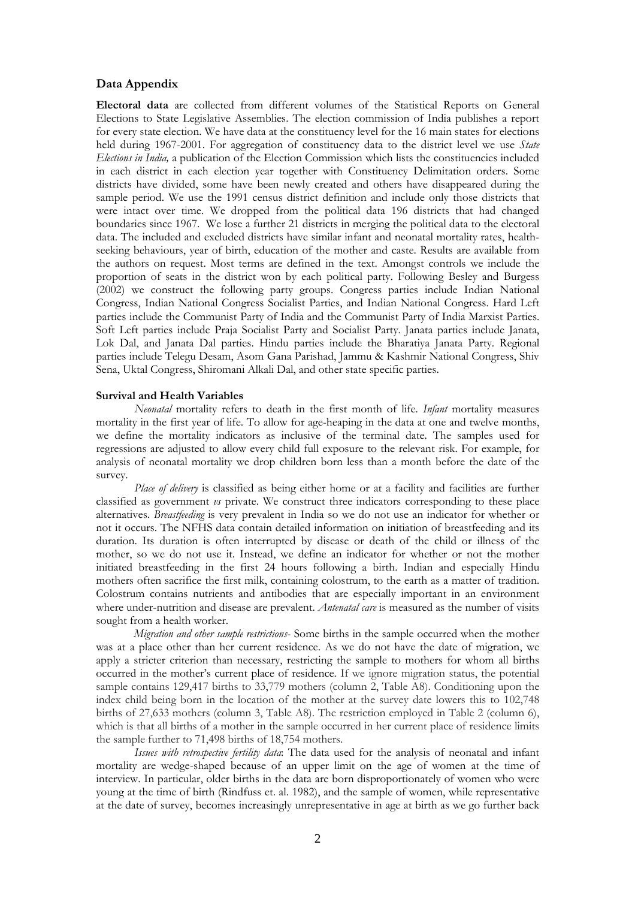## Data Appendix

**Electoral data** are collected from different volumes of the Statistical Reports on General Elections to State Legislative Assemblies. The election commission of India publishes a report for every state election. We have data at the constituency level for the 16 main states for elections held during 1967-2001. For aggregation of constituency data to the district level we use *State Elections in India,* a publication of the Election Commission which lists the constituencies included in each district in each election year together with Constituency Delimitation orders. Some districts have divided, some have been newly created and others have disappeared during the sample period. We use the 1991 census district definition and include only those districts that were intact over time. We dropped from the political data 196 districts that had changed boundaries since 1967. We lose a further 21 districts in merging the political data to the electoral data. The included and excluded districts have similar infant and neonatal mortality rates, health-seeking behaviours, year of birth, education of the mother and caste. Results are available from the authors on request. Most terms are defined in the text. Amongst controls we include the proportion of seats in the district won by each political party. Following Besley and Burgess (2002) we construct the following party groups. Congress parties include Indian National Congress, Indian National Congress Socialist Parties, and Indian National Congress. Hard Left parties include the Communist Party of India and the Communist Party of India Marxist Parties. Soft Left parties include Praja Socialist Party and Socialist Party. Janata parties include Janata, Lok Dal, and Janata Dal parties. Hindu parties include the Bharatiya Janata Party. Regional parties include Telegu Desam, Asom Gana Parishad, Jammu & Kashmir National Congress, Shiv Sena, Uktal Congress, Shiromani Alkali Dal, and other state specific parties.

**Survival and Health Variables**

*Neonatal* mortality refers to death in the first month of life. *Infant* mortality measures mortality in the first year of life. To allow for age-heaping in the data at one and twelve months, we define the mortality indicators as inclusive of the terminal date. The samples used for regressions are adjusted to allow every child full exposure to the relevant risk. For example, for analysis of neonatal mortality we drop children born less than a month before the date of the survey.

*Place of delivery* is classified as being either home or at a facility and facilities are further classified as government *vs* private. We construct three indicators corresponding to these place alternatives. *Breastfeeding* is very prevalent in India so we do not use an indicator for whether or not it occurs. The NFHS data contain detailed information on initiation of breastfeeding and its duration. Its duration is often interrupted by disease or death of the child or illness of the mother, so we do not use it. Instead, we define an indicator for whether or not the mother initiated breastfeeding in the first 24 hours following a birth. Indian and especially Hindu mothers often sacrifice the first milk, containing colostrum, to the earth as a matter of tradition. Colostrum contains nutrients and antibodies that are especially important in an environment where under-nutrition and disease are prevalent. *Antenatal care* is measured as the number of visits sought from a health worker.

*Migration and other sample restrictions-* Some births in the sample occurred when the mother was at a place other than her current residence. As we do not have the date of migration, we apply a stricter criterion than necessary, restricting the sample to mothers for whom all births occurred in the mother's current place of residence. If we ignore migration status, the potential sample contains 129,417 births to 33,779 mothers (column 2, Table A8). Conditioning upon the index child being born in the location of the mother at the survey date lowers this to 102,748 births of 27,633 mothers (column 3, Table A8). The restriction employed in Table 2 (column 6), which is that all births of a mother in the sample occurred in her current place of residence limits the sample further to 71,498 births of 18,754 mothers.

*Issues with retrospective fertility data*: The data used for the analysis of neonatal and infant mortality are wedge-shaped because of an upper limit on the age of women at the time of interview. In particular, older births in the data are born disproportionately of women who were young at the time of birth (Rindfuss et. al. 1982), and the sample of women, while representative at the date of survey, becomes increasingly unrepresentative in age at birth as we go further back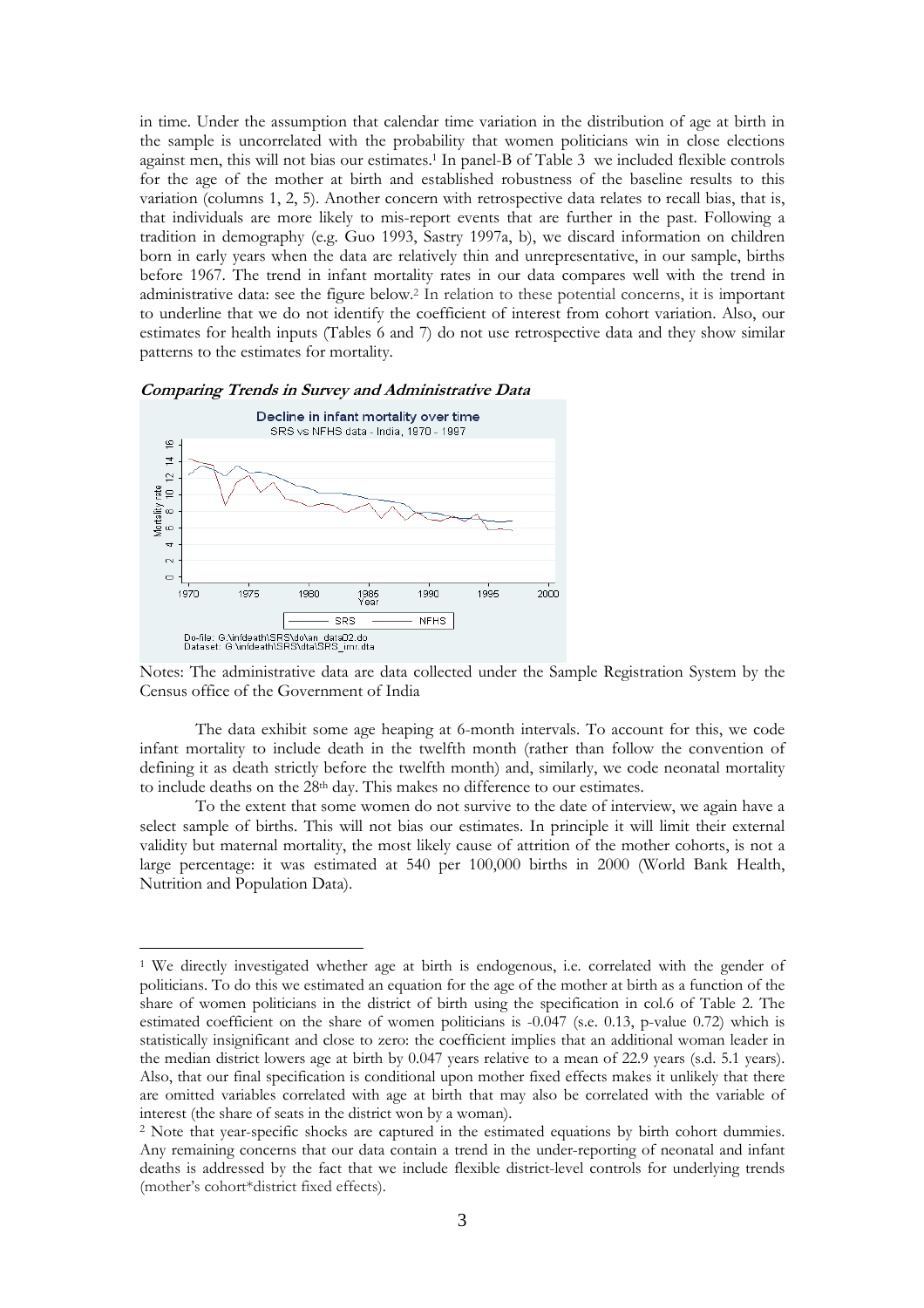in time. Under the assumption that calendar time variation in the distribution of age at birth in the sample is uncorrelated with the probability that women politicians win in close elections against men, this will not bias our estimates.[1] In panel-B of Table 3 we included flexible controls for the age of the mother at birth and established robustness of the baseline results to this variation (columns 1, 2, 5). Another concern with retrospective data relates to recall bias, that is, that individuals are more likely to mis-report events that are further in the past. Following a tradition in demography (e.g. Guo 1993, Sastry 1997a, b), we discard information on children born in early years when the data are relatively thin and unrepresentative, in our sample, births before 1967. The trend in infant mortality rates in our data compares well with the trend in administrative data: see the figure below.[2] In relation to these potential concerns, it is important to underline that we do not identify the coefficient of interest from cohort variation. Also, our estimates for health inputs (Tables 6 and 7) do not use retrospective data and they show similar patterns to the estimates for mortality.

***Comparing Trends in Survey and Administrative Data***

Decline in infant mortality over time

SRS vs NFHS data - India, 1970 - 1997

Mortality rate

0 2 4 6 8 10 12 14 16

1970 1975 1980 1985 1990 1995 2000

Year

SRS NFHS

Do-file: G:\infdeath\SRS\do\an_data02.do
Dataset: G:\infdeath\SRS\dta\SRS_imr.dta

Notes: The administrative data are data collected under the Sample Registration System by the Census office of the Government of India

The data exhibit some age heaping at 6-month intervals. To account for this, we code infant mortality to include death in the twelfth month (rather than follow the convention of defining it as death strictly before the twelfth month) and, similarly, we code neonatal mortality to include deaths on the 28th day. This makes no difference to our estimates.

To the extent that some women do not survive to the date of interview, we again have a select sample of births. This will not bias our estimates. In principle it will limit their external validity but maternal mortality, the most likely cause of attrition of the mother cohorts, is not a large percentage: it was estimated at 540 per 100,000 births in 2000 (World Bank Health, Nutrition and Population Data).

---

[1] We directly investigated whether age at birth is endogenous, i.e. correlated with the gender of politicians. To do this we estimated an equation for the age of the mother at birth as a function of the share of women politicians in the district of birth using the specification in col.6 of Table 2. The estimated coefficient on the share of women politicians is -0.047 (s.e. 0.13, p-value 0.72) which is statistically insignificant and close to zero: the coefficient implies that an additional woman leader in the median district lowers age at birth by 0.047 years relative to a mean of 22.9 years (s.d. 5.1 years). Also, that our final specification is conditional upon mother fixed effects makes it unlikely that there are omitted variables correlated with age at birth that may also be correlated with the variable of interest (the share of seats in the district won by a woman).

[2] Note that year-specific shocks are captured in the estimated equations by birth cohort dummies. Any remaining concerns that our data contain a trend in the under-reporting of neonatal and infant deaths is addressed by the fact that we include flexible district-level controls for underlying trends (mother's cohort*district fixed effects).